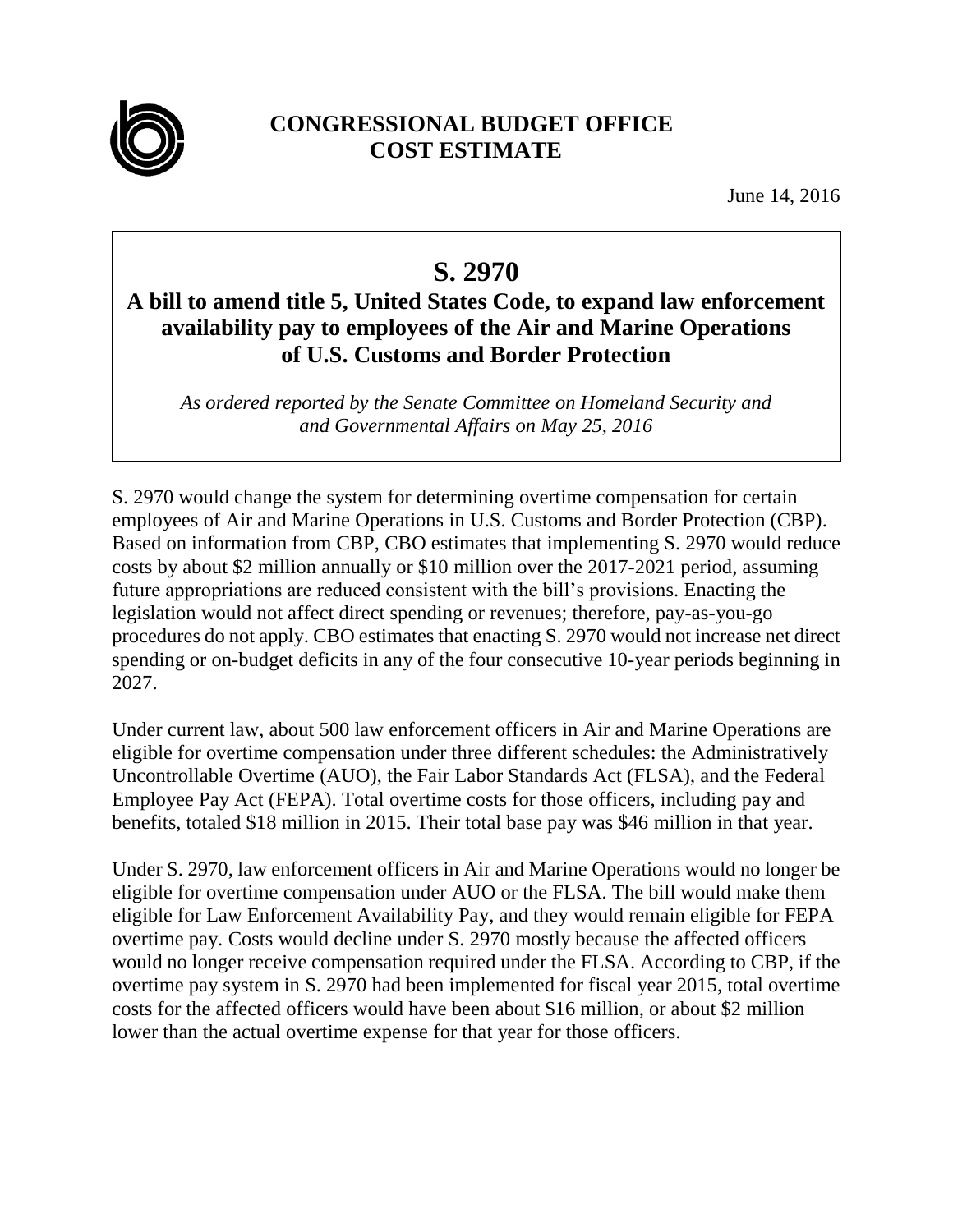# CONGRESSIONAL BUDGET OFFICE
# COST ESTIMATE

June 14, 2016

## S. 2970

### A bill to amend title 5, United States Code, to expand law enforcement availability pay to employees of the Air and Marine Operations of U.S. Customs and Border Protection

*As ordered reported by the Senate Committee on Homeland Security and and Governmental Affairs on May 25, 2016*

S. 2970 would change the system for determining overtime compensation for certain employees of Air and Marine Operations in U.S. Customs and Border Protection (CBP). Based on information from CBP, CBO estimates that implementing S. 2970 would reduce costs by about $2 million annually or $10 million over the 2017-2021 period, assuming future appropriations are reduced consistent with the bill's provisions. Enacting the legislation would not affect direct spending or revenues; therefore, pay-as-you-go procedures do not apply. CBO estimates that enacting S. 2970 would not increase net direct spending or on-budget deficits in any of the four consecutive 10-year periods beginning in 2027.

Under current law, about 500 law enforcement officers in Air and Marine Operations are eligible for overtime compensation under three different schedules: the Administratively Uncontrollable Overtime (AUO), the Fair Labor Standards Act (FLSA), and the Federal Employee Pay Act (FEPA). Total overtime costs for those officers, including pay and benefits, totaled $18 million in 2015. Their total base pay was $46 million in that year.

Under S. 2970, law enforcement officers in Air and Marine Operations would no longer be eligible for overtime compensation under AUO or the FLSA. The bill would make them eligible for Law Enforcement Availability Pay, and they would remain eligible for FEPA overtime pay. Costs would decline under S. 2970 mostly because the affected officers would no longer receive compensation required under the FLSA. According to CBP, if the overtime pay system in S. 2970 had been implemented for fiscal year 2015, total overtime costs for the affected officers would have been about $16 million, or about $2 million lower than the actual overtime expense for that year for those officers.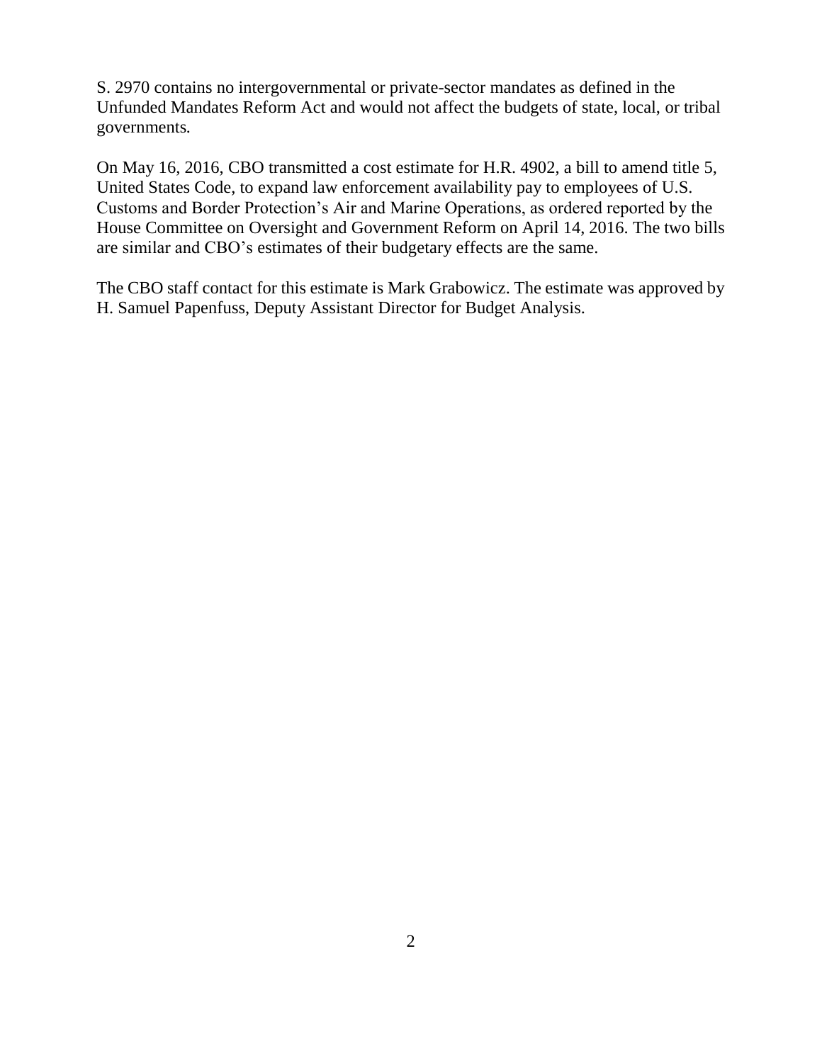S. 2970 contains no intergovernmental or private-sector mandates as defined in the Unfunded Mandates Reform Act and would not affect the budgets of state, local, or tribal governments.

On May 16, 2016, CBO transmitted a cost estimate for H.R. 4902, a bill to amend title 5, United States Code, to expand law enforcement availability pay to employees of U.S. Customs and Border Protection's Air and Marine Operations, as ordered reported by the House Committee on Oversight and Government Reform on April 14, 2016. The two bills are similar and CBO's estimates of their budgetary effects are the same.

The CBO staff contact for this estimate is Mark Grabowicz. The estimate was approved by H. Samuel Papenfuss, Deputy Assistant Director for Budget Analysis.